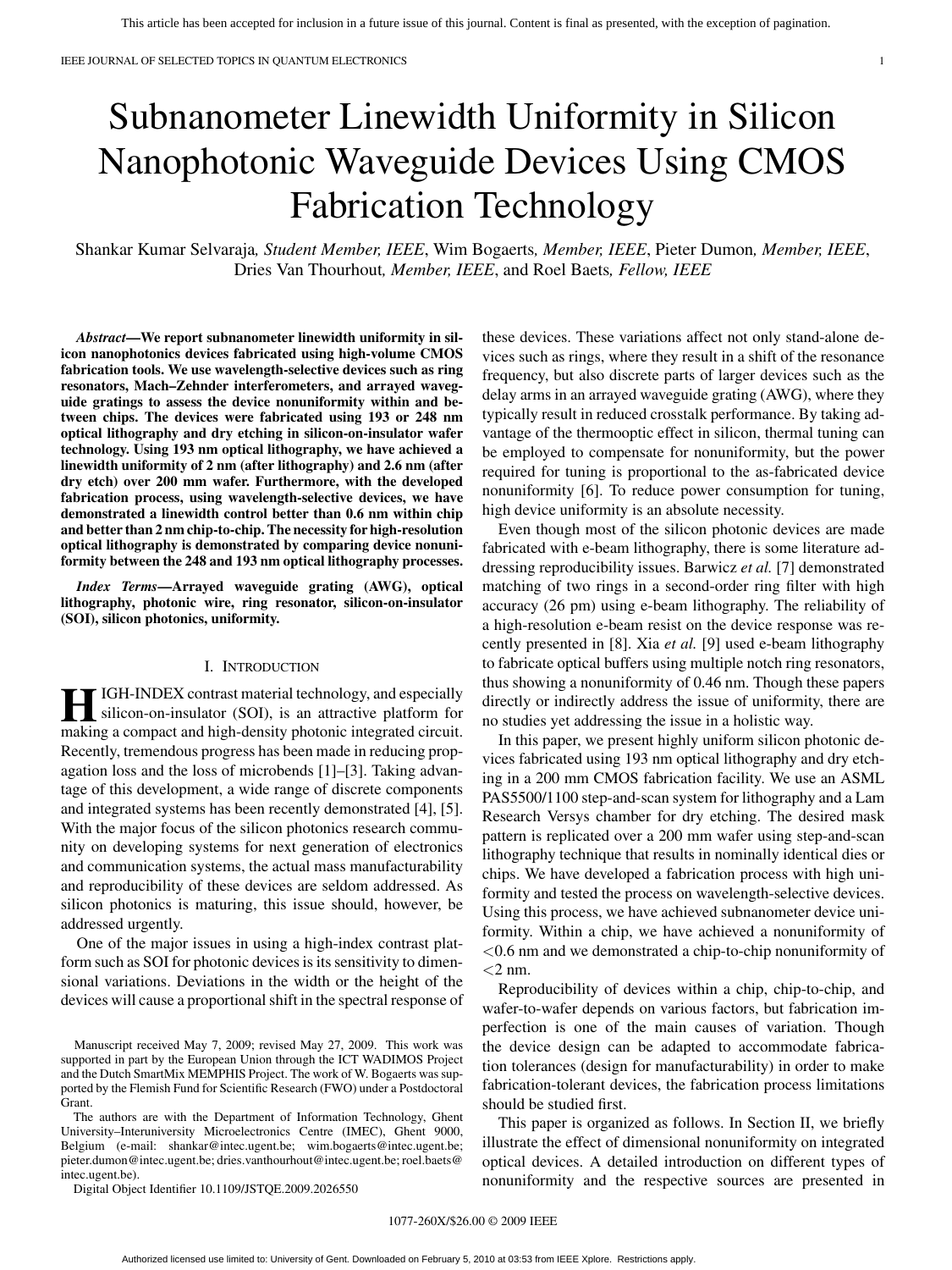# Subnanometer Linewidth Uniformity in Silicon Nanophotonic Waveguide Devices Using CMOS Fabrication Technology

Shankar Kumar Selvaraja, *Student Member, IEEE*, Wim Bogaerts, *Member, IEEE*, Pieter Dumon, *Member, IEEE*, Dries Van Thourhout, *Member, IEEE*, and Roel Baets, *Fellow, IEEE*

***Abstract*—We report subnanometer linewidth uniformity in silicon nanophotonics devices fabricated using high-volume CMOS fabrication tools. We use wavelength-selective devices such as ring resonators, Mach–Zehnder interferometers, and arrayed waveguide gratings to assess the device nonuniformity within and between chips. The devices were fabricated using 193 or 248 nm optical lithography and dry etching in silicon-on-insulator wafer technology. Using 193 nm optical lithography, we have achieved a linewidth uniformity of 2 nm (after lithography) and 2.6 nm (after dry etch) over 200 mm wafer. Furthermore, with the developed fabrication process, using wavelength-selective devices, we have demonstrated a linewidth control better than 0.6 nm within chip and better than 2 nm chip-to-chip. The necessity for high-resolution optical lithography is demonstrated by comparing device nonuniformity between the 248 and 193 nm optical lithography processes.**

***Index Terms*—Arrayed waveguide grating (AWG), optical lithography, photonic wire, ring resonator, silicon-on-insulator (SOI), silicon photonics, uniformity.**

## I. Introduction

HIGH-INDEX contrast material technology, and especially silicon-on-insulator (SOI), is an attractive platform for making a compact and high-density photonic integrated circuit. Recently, tremendous progress has been made in reducing propagation loss and the loss of microbends [1]–[3]. Taking advantage of this development, a wide range of discrete components and integrated systems has been recently demonstrated [4], [5]. With the major focus of the silicon photonics research community on developing systems for next generation of electronics and communication systems, the actual mass manufacturability and reproducibility of these devices are seldom addressed. As silicon photonics is maturing, this issue should, however, be addressed urgently.

One of the major issues in using a high-index contrast platform such as SOI for photonic devices is its sensitivity to dimensional variations. Deviations in the width or the height of the devices will cause a proportional shift in the spectral response of these devices. These variations affect not only stand-alone devices such as rings, where they result in a shift of the resonance frequency, but also discrete parts of larger devices such as the delay arms in an arrayed waveguide grating (AWG), where they typically result in reduced crosstalk performance. By taking advantage of the thermooptic effect in silicon, thermal tuning can be employed to compensate for nonuniformity, but the power required for tuning is proportional to the as-fabricated device nonuniformity [6]. To reduce power consumption for tuning, high device uniformity is an absolute necessity.

Even though most of the silicon photonic devices are made fabricated with e-beam lithography, there is some literature addressing reproducibility issues. Barwicz *et al.* [7] demonstrated matching of two rings in a second-order ring filter with high accuracy (26 pm) using e-beam lithography. The reliability of a high-resolution e-beam resist on the device response was recently presented in [8]. Xia *et al.* [9] used e-beam lithography to fabricate optical buffers using multiple notch ring resonators, thus showing a nonuniformity of 0.46 nm. Though these papers directly or indirectly address the issue of uniformity, there are no studies yet addressing the issue in a holistic way.

In this paper, we present highly uniform silicon photonic devices fabricated using 193 nm optical lithography and dry etching in a 200 mm CMOS fabrication facility. We use an ASML PAS5500/1100 step-and-scan system for lithography and a Lam Research Versys chamber for dry etching. The desired mask pattern is replicated over a 200 mm wafer using step-and-scan lithography technique that results in nominally identical dies or chips. We have developed a fabrication process with high uniformity and tested the process on wavelength-selective devices. Using this process, we have achieved subnanometer device uniformity. Within a chip, we have achieved a nonuniformity of <0.6 nm and we demonstrated a chip-to-chip nonuniformity of <2 nm.

Reproducibility of devices within a chip, chip-to-chip, and wafer-to-wafer depends on various factors, but fabrication imperfection is one of the main causes of variation. Though the device design can be adapted to accommodate fabrication tolerances (design for manufacturability) in order to make fabrication-tolerant devices, the fabrication process limitations should be studied first.

This paper is organized as follows. In Section II, we briefly illustrate the effect of dimensional nonuniformity on integrated optical devices. A detailed introduction on different types of nonuniformity and the respective sources are presented in

Manuscript received May 7, 2009; revised May 27, 2009. This work was supported in part by the European Union through the ICT WADIMOS Project and the Dutch SmartMix MEMPHIS Project. The work of W. Bogaerts was supported by the Flemish Fund for Scientific Research (FWO) under a Postdoctoral Grant.

The authors are with the Department of Information Technology, Ghent University–Interuniversity Microelectronics Centre (IMEC), Ghent 9000, Belgium (e-mail: shankar@intec.ugent.be; wim.bogaerts@intec.ugent.be; pieter.dumon@intec.ugent.be; dries.vanthourhout@intec.ugent.be; roel.baets@intec.ugent.be).

Digital Object Identifier 10.1109/JSTQE.2009.2026550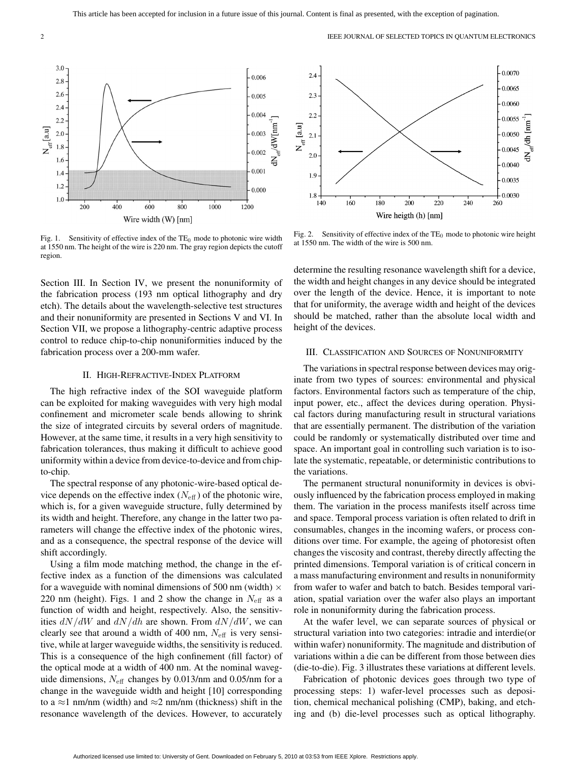Fig. 1. Sensitivity of effective index of the $TE_0$ mode to photonic wire width at 1550 nm. The height of the wire is 220 nm. The gray region depicts the cutoff region.

Fig. 2. Sensitivity of effective index of the $TE_0$ mode to photonic wire height at 1550 nm. The width of the wire is 500 nm.

Section III. In Section IV, we present the nonuniformity of the fabrication process (193 nm optical lithography and dry etch). The details about the wavelength-selective test structures and their nonuniformity are presented in Sections V and VI. In Section VII, we propose a lithography-centric adaptive process control to reduce chip-to-chip nonuniformities induced by the fabrication process over a 200-mm wafer.

## II. High-Refractive-Index Platform

The high refractive index of the SOI waveguide platform can be exploited for making waveguides with very high modal confinement and micrometer scale bends allowing to shrink the size of integrated circuits by several orders of magnitude. However, at the same time, it results in a very high sensitivity to fabrication tolerances, thus making it difficult to achieve good uniformity within a device from device-to-device and from chip-to-chip.

The spectral response of any photonic-wire-based optical device depends on the effective index ($N_{\text{eff}}$) of the photonic wire, which is, for a given waveguide structure, fully determined by its width and height. Therefore, any change in the latter two parameters will change the effective index of the photonic wires, and as a consequence, the spectral response of the device will shift accordingly.

Using a film mode matching method, the change in the effective index as a function of the dimensions was calculated for a waveguide with nominal dimensions of 500 nm (width) × 220 nm (height). Figs. 1 and 2 show the change in $N_{\text{eff}}$ as a function of width and height, respectively. Also, the sensitivities $dN/dW$ and $dN/dh$ are shown. From $dN/dW$, we can clearly see that around a width of 400 nm, $N_{\text{eff}}$ is very sensitive, while at larger waveguide widths, the sensitivity is reduced. This is a consequence of the high confinement (fill factor) of the optical mode at a width of 400 nm. At the nominal waveguide dimensions, $N_{\text{eff}}$ changes by 0.013/nm and 0.05/nm for a change in the waveguide width and height [10] corresponding to a $\approx$1 nm/nm (width) and $\approx$2 nm/nm (thickness) shift in the resonance wavelength of the devices. However, to accurately determine the resulting resonance wavelength shift for a device, the width and height changes in any device should be integrated over the length of the device. Hence, it is important to note that for uniformity, the average width and height of the devices should be matched, rather than the absolute local width and height of the devices.

## III. Classification and Sources of Nonuniformity

The variations in spectral response between devices may originate from two types of sources: environmental and physical factors. Environmental factors such as temperature of the chip, input power, etc., affect the devices during operation. Physical factors during manufacturing result in structural variations that are essentially permanent. The distribution of the variation could be randomly or systematically distributed over time and space. An important goal in controlling such variation is to isolate the systematic, repeatable, or deterministic contributions to the variations.

The permanent structural nonuniformity in devices is obviously influenced by the fabrication process employed in making them. The variation in the process manifests itself across time and space. Temporal process variation is often related to drift in consumables, changes in the incoming wafers, or process conditions over time. For example, the ageing of photoresist often changes the viscosity and contrast, thereby directly affecting the printed dimensions. Temporal variation is of critical concern in a mass manufacturing environment and results in nonuniformity from wafer to wafer and batch to batch. Besides temporal variation, spatial variation over the wafer also plays an important role in nonuniformity during the fabrication process.

At the wafer level, we can separate sources of physical or structural variation into two categories: intradie and interdie(or within wafer) nonuniformity. The magnitude and distribution of variations within a die can be different from those between dies (die-to-die). Fig. 3 illustrates these variations at different levels.

Fabrication of photonic devices goes through two type of processing steps: 1) wafer-level processes such as deposition, chemical mechanical polishing (CMP), baking, and etching and (b) die-level processes such as optical lithography.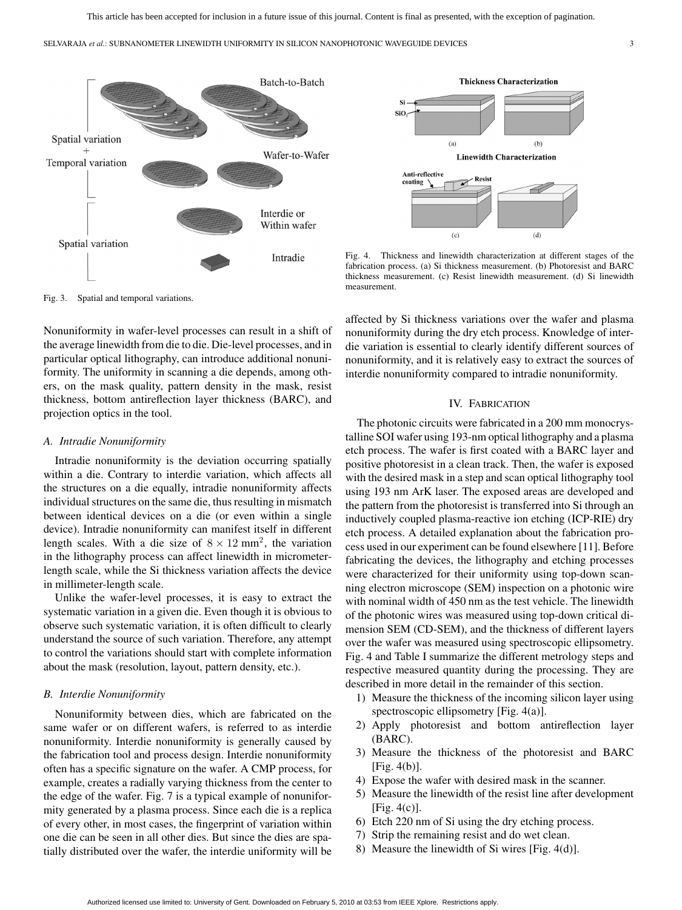Fig. 3. Spatial and temporal variations.

Fig. 4. Thickness and linewidth characterization at different stages of the fabrication process. (a) Si thickness measurement. (b) Photoresist and BARC thickness measurement. (c) Resist linewidth measurement. (d) Si linewidth measurement.

Nonuniformity in wafer-level processes can result in a shift of the average linewidth from die to die. Die-level processes, and in particular optical lithography, can introduce additional nonuniformity. The uniformity in scanning a die depends, among others, on the mask quality, pattern density in the mask, resist thickness, bottom antireflection layer thickness (BARC), and projection optics in the tool.

### A. Intradie Nonuniformity

Intradie nonuniformity is the deviation occurring spatially within a die. Contrary to interdie variation, which affects all the structures on a die equally, intradie nonuniformity affects individual structures on the same die, thus resulting in mismatch between identical devices on a die (or even within a single device). Intradie nonuniformity can manifest itself in different length scales. With a die size of $8 \times 12$ mm$^2$, the variation in the lithography process can affect linewidth in micrometer-length scale, while the Si thickness variation affects the device in millimeter-length scale.

Unlike the wafer-level processes, it is easy to extract the systematic variation in a given die. Even though it is obvious to observe such systematic variation, it is often difficult to clearly understand the source of such variation. Therefore, any attempt to control the variations should start with complete information about the mask (resolution, layout, pattern density, etc.).

### B. Interdie Nonuniformity

Nonuniformity between dies, which are fabricated on the same wafer or on different wafers, is referred to as interdie nonuniformity. Interdie nonuniformity is generally caused by the fabrication tool and process design. Interdie nonuniformity often has a specific signature on the wafer. A CMP process, for example, creates a radially varying thickness from the center to the edge of the wafer. Fig. 7 is a typical example of nonuniformity generated by a plasma process. Since each die is a replica of every other, in most cases, the fingerprint of variation within one die can be seen in all other dies. But since the dies are spatially distributed over the wafer, the interdie uniformity will be affected by Si thickness variations over the wafer and plasma nonuniformity during the dry etch process. Knowledge of interdie variation is essential to clearly identify different sources of nonuniformity, and it is relatively easy to extract the sources of interdie nonuniformity compared to intradie nonuniformity.

## IV. Fabrication

The photonic circuits were fabricated in a 200 mm monocrystalline SOI wafer using 193-nm optical lithography and a plasma etch process. The wafer is first coated with a BARC layer and positive photoresist in a clean track. Then, the wafer is exposed with the desired mask in a step and scan optical lithography tool using 193 nm ArK laser. The exposed areas are developed and the pattern from the photoresist is transferred into Si through an inductively coupled plasma-reactive ion etching (ICP-RIE) dry etch process. A detailed explanation about the fabrication process used in our experiment can be found elsewhere [11]. Before fabricating the devices, the lithography and etching processes were characterized for their uniformity using top-down scanning electron microscope (SEM) inspection on a photonic wire with nominal width of 450 nm as the test vehicle. The linewidth of the photonic wires was measured using top-down critical dimension SEM (CD-SEM), and the thickness of different layers over the wafer was measured using spectroscopic ellipsometry. Fig. 4 and Table I summarize the different metrology steps and respective measured quantity during the processing. They are described in more detail in the remainder of this section.

1) Measure the thickness of the incoming silicon layer using spectroscopic ellipsometry [Fig. 4(a)].
2) Apply photoresist and bottom antireflection layer (BARC).
3) Measure the thickness of the photoresist and BARC [Fig. 4(b)].
4) Expose the wafer with desired mask in the scanner.
5) Measure the linewidth of the resist line after development [Fig. 4(c)].
6) Etch 220 nm of Si using the dry etching process.
7) Strip the remaining resist and do wet clean.
8) Measure the linewidth of Si wires [Fig. 4(d)].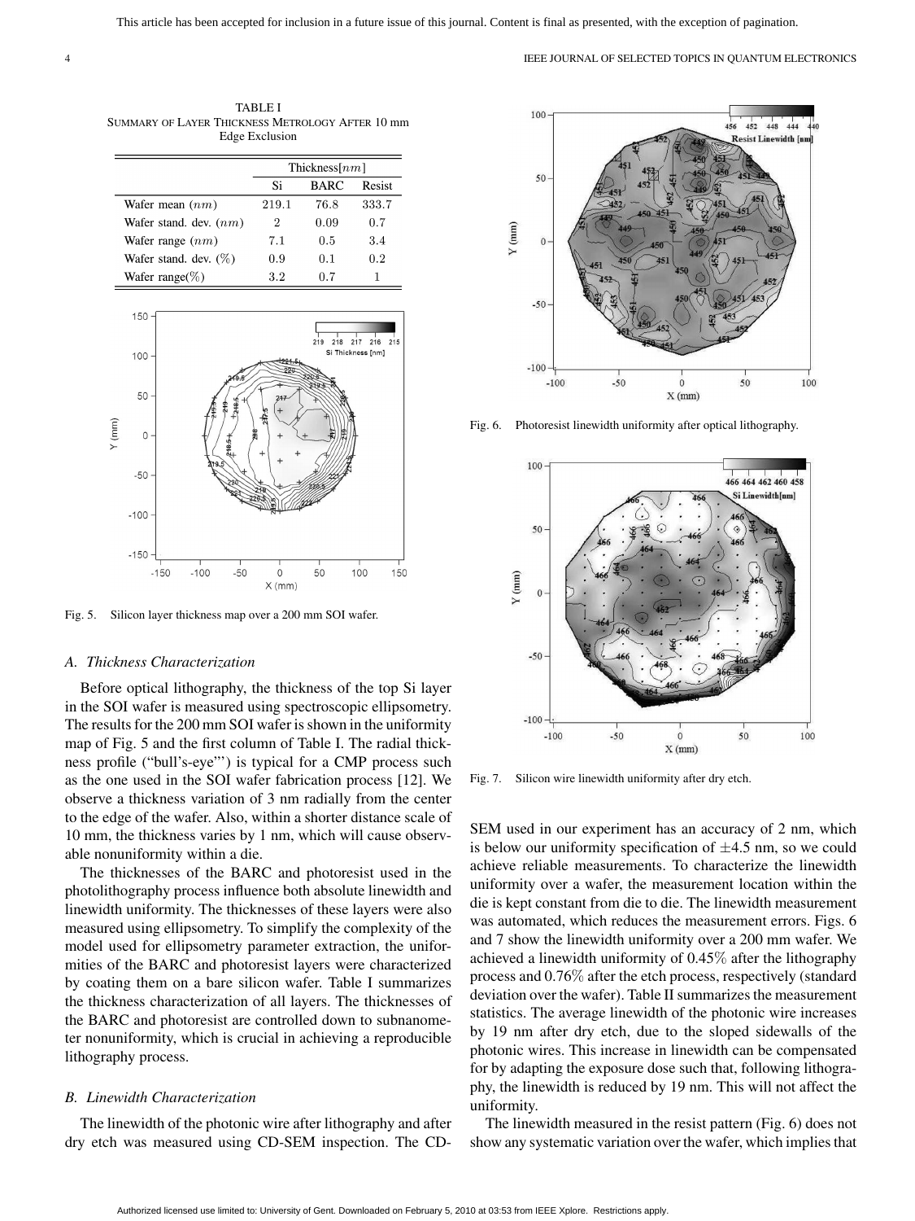TABLE I
SUMMARY OF LAYER THICKNESS METROLOGY AFTER 10 mm EDGE EXCLUSION

| | Thickness[$nm$] | | |
|---|---|---|---|
| | Si | BARC | Resist |
| Wafer mean ($nm$) | 219.1 | 76.8 | 333.7 |
| Wafer stand. dev. ($nm$) | 2 | 0.09 | 0.7 |
| Wafer range ($nm$) | 7.1 | 0.5 | 3.4 |
| Wafer stand. dev. (%) | 0.9 | 0.1 | 0.2 |
| Wafer range(%) | 3.2 | 0.7 | 1 |

Fig. 5. Silicon layer thickness map over a 200 mm SOI wafer.

### A. Thickness Characterization

Before optical lithography, the thickness of the top Si layer in the SOI wafer is measured using spectroscopic ellipsometry. The results for the 200 mm SOI wafer is shown in the uniformity map of Fig. 5 and the first column of Table I. The radial thickness profile ("bull's-eye"') is typical for a CMP process such as the one used in the SOI wafer fabrication process [12]. We observe a thickness variation of 3 nm radially from the center to the edge of the wafer. Also, within a shorter distance scale of 10 mm, the thickness varies by 1 nm, which will cause observable nonuniformity within a die.

The thicknesses of the BARC and photoresist used in the photolithography process influence both absolute linewidth and linewidth uniformity. The thicknesses of these layers were also measured using ellipsometry. To simplify the complexity of the model used for ellipsometry parameter extraction, the uniformities of the BARC and photoresist layers were characterized by coating them on a bare silicon wafer. Table I summarizes the thickness characterization of all layers. The thicknesses of the BARC and photoresist are controlled down to subnanometer nonuniformity, which is crucial in achieving a reproducible lithography process.

### B. Linewidth Characterization

The linewidth of the photonic wire after lithography and after dry etch was measured using CD-SEM inspection. The CD-SEM used in our experiment has an accuracy of 2 nm, which is below our uniformity specification of $\pm 4.5$ nm, so we could achieve reliable measurements. To characterize the linewidth uniformity over a wafer, the measurement location within the die is kept constant from die to die. The linewidth measurement was automated, which reduces the measurement errors. Figs. 6 and 7 show the linewidth uniformity over a 200 mm wafer. We achieved a linewidth uniformity of 0.45% after the lithography process and 0.76% after the etch process, respectively (standard deviation over the wafer). Table II summarizes the measurement statistics. The average linewidth of the photonic wire increases by 19 nm after dry etch, due to the sloped sidewalls of the photonic wires. This increase in linewidth can be compensated for by adapting the exposure dose such that, following lithography, the linewidth is reduced by 19 nm. This will not affect the uniformity.

Fig. 6. Photoresist linewidth uniformity after optical lithography.

Fig. 7. Silicon wire linewidth uniformity after dry etch.

The linewidth measured in the resist pattern (Fig. 6) does not show any systematic variation over the wafer, which implies that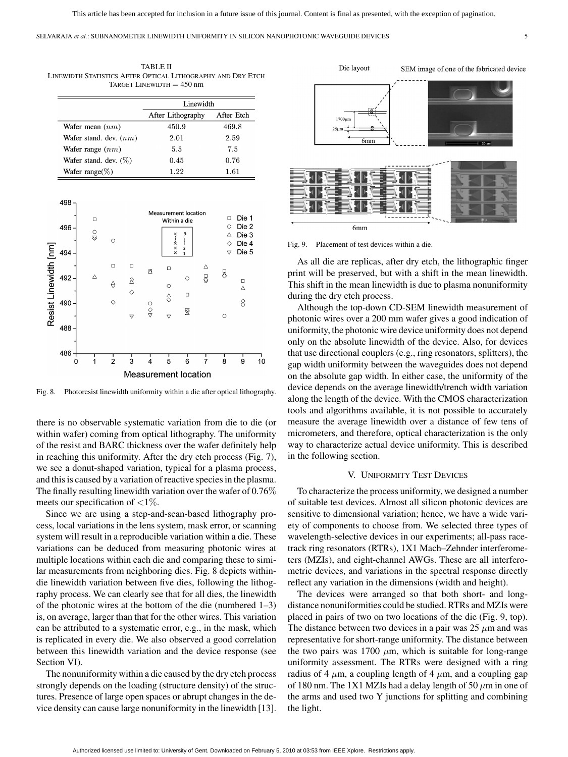TABLE II
LINEWIDTH STATISTICS AFTER OPTICAL LITHOGRAPHY AND DRY ETCH
TARGET LINEWIDTH = 450 nm

| | Linewidth | |
|---|---|---|
| | After Lithography | After Etch |
| Wafer mean ($nm$) | 450.9 | 469.8 |
| Wafer stand. dev. ($nm$) | 2.01 | 2.59 |
| Wafer range ($nm$) | 5.5 | 7.5 |
| Wafer stand. dev. (%) | 0.45 | 0.76 |
| Wafer range(%) | 1.22 | 1.61 |

Resist Linewidth [nm]
498
496
494
492
490
488
486
0 1 2 3 4 5 6 7 8 9 10
Measurement location
Measurement location Within a die
9
2
1
Die 1
Die 2
Die 3
Die 4
Die 5

Fig. 8. Photoresist linewidth uniformity within a die after optical lithography.

there is no observable systematic variation from die to die (or within wafer) coming from optical lithography. The uniformity of the resist and BARC thickness over the wafer definitely help in reaching this uniformity. After the dry etch process (Fig. 7), we see a donut-shaped variation, typical for a plasma process, and this is caused by a variation of reactive species in the plasma. The finally resulting linewidth variation over the wafer of 0.76% meets our specification of <1%.

Since we are using a step-and-scan-based lithography process, local variations in the lens system, mask error, or scanning system will result in a reproducible variation within a die. These variations can be deduced from measuring photonic wires at multiple locations within each die and comparing these to similar measurements from neighboring dies. Fig. 8 depicts within-die linewidth variation between five dies, following the lithography process. We can clearly see that for all dies, the linewidth of the photonic wires at the bottom of the die (numbered 1–3) is, on average, larger than that for the other wires. This variation can be attributed to a systematic error, e.g., in the mask, which is replicated in every die. We also observed a good correlation between this linewidth variation and the device response (see Section VI).

The nonuniformity within a die caused by the dry etch process strongly depends on the loading (structure density) of the structures. Presence of large open spaces or abrupt changes in the device density can cause large nonuniformity in the linewidth [13].

Die layout
SEM image of one of the fabricated device
1700μm
25μm
6mm
20 μm
6mm

Fig. 9. Placement of test devices within a die.

As all die are replicas, after dry etch, the lithographic finger print will be preserved, but with a shift in the mean linewidth. This shift in the mean linewidth is due to plasma nonuniformity during the dry etch process.

Although the top-down CD-SEM linewidth measurement of photonic wires over a 200 mm wafer gives a good indication of uniformity, the photonic wire device uniformity does not depend only on the absolute linewidth of the device. Also, for devices that use directional couplers (e.g., ring resonators, splitters), the gap width uniformity between the waveguides does not depend on the absolute gap width. In either case, the uniformity of the device depends on the average linewidth/trench width variation along the length of the device. With the CMOS characterization tools and algorithms available, it is not possible to accurately measure the average linewidth over a distance of few tens of micrometers, and therefore, optical characterization is the only way to characterize actual device uniformity. This is described in the following section.

## V. UNIFORMITY TEST DEVICES

To characterize the process uniformity, we designed a number of suitable test devices. Almost all silicon photonic devices are sensitive to dimensional variation; hence, we have a wide variety of components to choose from. We selected three types of wavelength-selective devices in our experiments; all-pass racetrack ring resonators (RTRs), 1X1 Mach–Zehnder interferometers (MZIs), and eight-channel AWGs. These are all interferometric devices, and variations in the spectral response directly reflect any variation in the dimensions (width and height).

The devices were arranged so that both short- and long-distance nonuniformities could be studied. RTRs and MZIs were placed in pairs of two on two locations of the die (Fig. 9, top). The distance between two devices in a pair was 25 $\mu$m and was representative for short-range uniformity. The distance between the two pairs was 1700 $\mu$m, which is suitable for long-range uniformity assessment. The RTRs were designed with a ring radius of 4 $\mu$m, a coupling length of 4 $\mu$m, and a coupling gap of 180 nm. The 1X1 MZIs had a delay length of 50 $\mu$m in one of the arms and used two Y junctions for splitting and combining the light.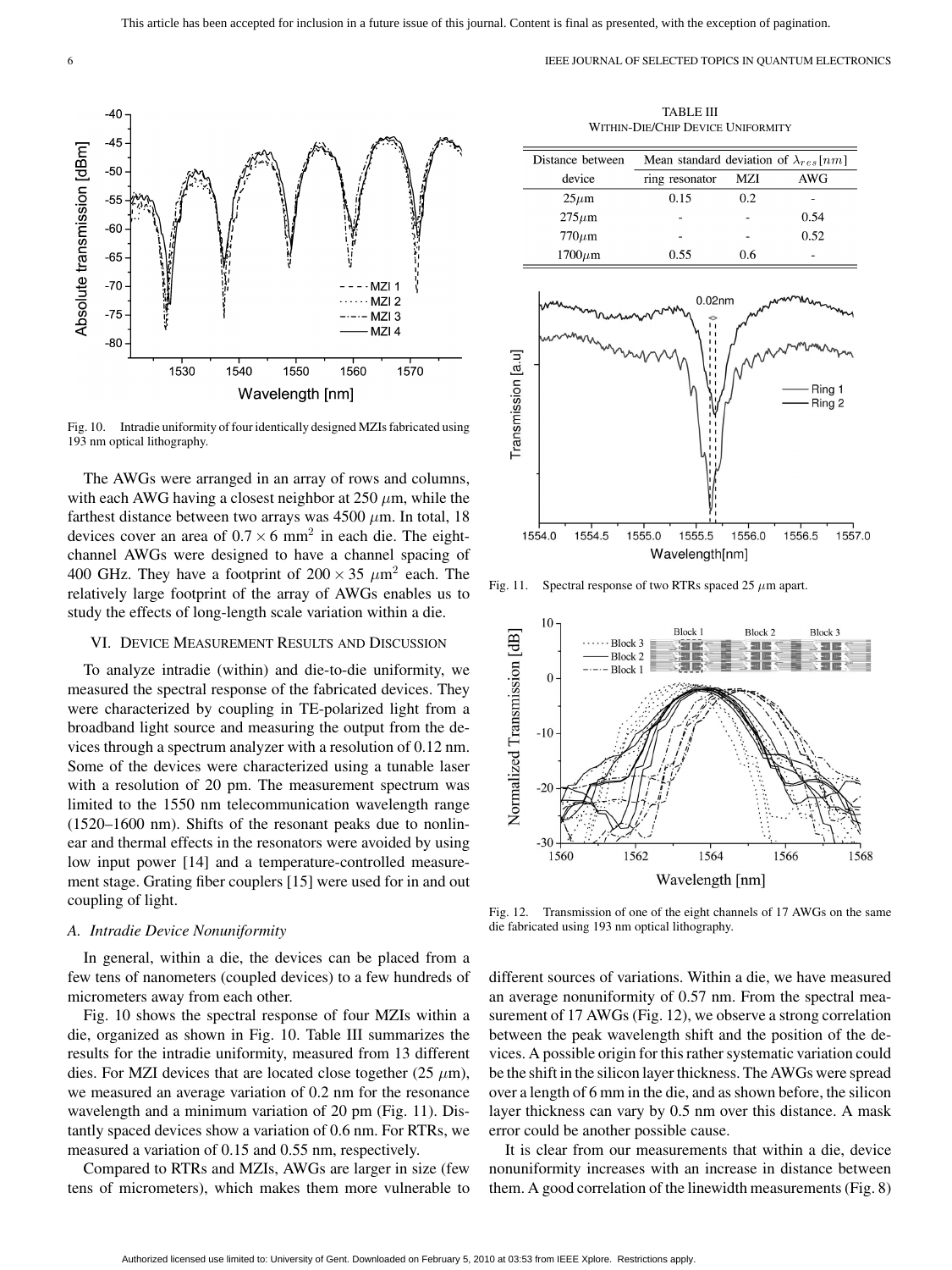Fig. 10. Intradie uniformity of four identically designed MZIs fabricated using 193 nm optical lithography.

The AWGs were arranged in an array of rows and columns, with each AWG having a closest neighbor at 250 $\mu$m, while the farthest distance between two arrays was 4500 $\mu$m. In total, 18 devices cover an area of $0.7 \times 6$ mm$^2$ in each die. The eight-channel AWGs were designed to have a channel spacing of 400 GHz. They have a footprint of $200 \times 35$ $\mu$m$^2$ each. The relatively large footprint of the array of AWGs enables us to study the effects of long-length scale variation within a die.

## VI. Device Measurement Results and Discussion

To analyze intradie (within) and die-to-die uniformity, we measured the spectral response of the fabricated devices. They were characterized by coupling in TE-polarized light from a broadband light source and measuring the output from the devices through a spectrum analyzer with a resolution of 0.12 nm. Some of the devices were characterized using a tunable laser with a resolution of 20 pm. The measurement spectrum was limited to the 1550 nm telecommunication wavelength range (1520–1600 nm). Shifts of the resonant peaks due to nonlinear and thermal effects in the resonators were avoided by using low input power [14] and a temperature-controlled measurement stage. Grating fiber couplers [15] were used for in and out coupling of light.

### *A. Intradie Device Nonuniformity*

In general, within a die, the devices can be placed from a few tens of nanometers (coupled devices) to a few hundreds of micrometers away from each other.

Fig. 10 shows the spectral response of four MZIs within a die, organized as shown in Fig. 10. Table III summarizes the results for the intradie uniformity, measured from 13 different dies. For MZI devices that are located close together (25 $\mu$m), we measured an average variation of 0.2 nm for the resonance wavelength and a minimum variation of 20 pm (Fig. 11). Distantly spaced devices show a variation of 0.6 nm. For RTRs, we measured a variation of 0.15 and 0.55 nm, respectively.

Compared to RTRs and MZIs, AWGs are larger in size (few tens of micrometers), which makes them more vulnerable to different sources of variations. Within a die, we have measured an average nonuniformity of 0.57 nm. From the spectral measurement of 17 AWGs (Fig. 12), we observe a strong correlation between the peak wavelength shift and the position of the devices. A possible origin for this rather systematic variation could be the shift in the silicon layer thickness. The AWGs were spread over a length of 6 mm in the die, and as shown before, the silicon layer thickness can vary by 0.5 nm over this distance. A mask error could be another possible cause.

It is clear from our measurements that within a die, device nonuniformity increases with an increase in distance between them. A good correlation of the linewidth measurements (Fig. 8)

TABLE III
WITHIN-DIE/CHIP DEVICE UNIFORMITY

| Distance between device | Mean standard deviation of $\lambda_{res}[nm]$ | | |
|---|---|---|---|
| | ring resonator | MZI | AWG |
| 25$\mu$m | 0.15 | 0.2 | - |
| 275$\mu$m | - | - | 0.54 |
| 770$\mu$m | - | - | 0.52 |
| 1700$\mu$m | 0.55 | 0.6 | - |

Fig. 11. Spectral response of two RTRs spaced 25 $\mu$m apart.

Fig. 12. Transmission of one of the eight channels of 17 AWGs on the same die fabricated using 193 nm optical lithography.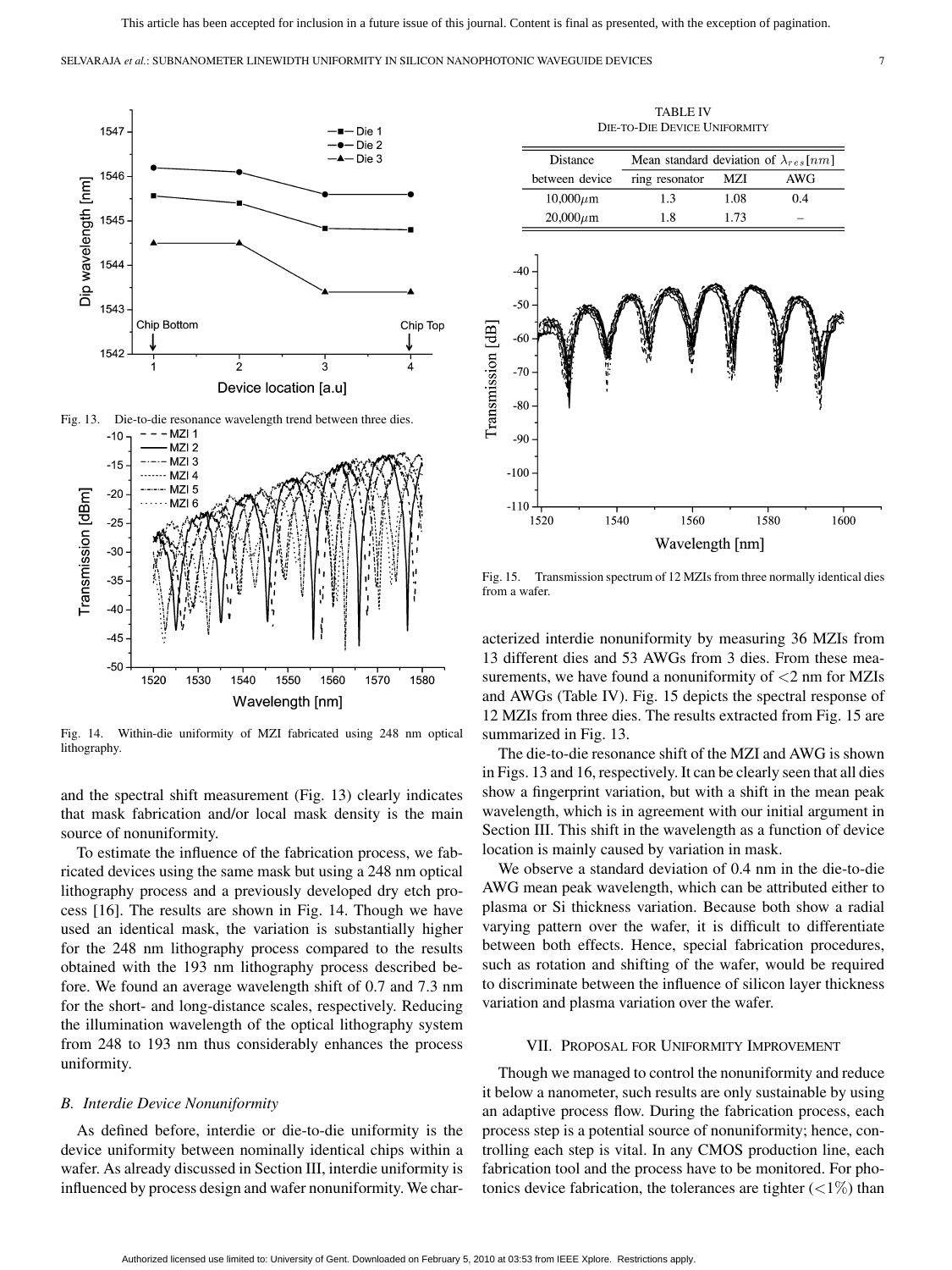Fig. 13. Die-to-die resonance wavelength trend between three dies.

Fig. 14. Within-die uniformity of MZI fabricated using 248 nm optical lithography.

and the spectral shift measurement (Fig. 13) clearly indicates that mask fabrication and/or local mask density is the main source of nonuniformity.

To estimate the influence of the fabrication process, we fabricated devices using the same mask but using a 248 nm optical lithography process and a previously developed dry etch process [16]. The results are shown in Fig. 14. Though we have used an identical mask, the variation is substantially higher for the 248 nm lithography process compared to the results obtained with the 193 nm lithography process described before. We found an average wavelength shift of 0.7 and 7.3 nm for the short- and long-distance scales, respectively. Reducing the illumination wavelength of the optical lithography system from 248 to 193 nm thus considerably enhances the process uniformity.

### B. Interdie Device Nonuniformity

As defined before, interdie or die-to-die uniformity is the device uniformity between nominally identical chips within a wafer. As already discussed in Section III, interdie uniformity is influenced by process design and wafer nonuniformity. We characterized interdie nonuniformity by measuring 36 MZIs from 13 different dies and 53 AWGs from 3 dies. From these measurements, we have found a nonuniformity of <2 nm for MZIs and AWGs (Table IV). Fig. 15 depicts the spectral response of 12 MZIs from three dies. The results extracted from Fig. 15 are summarized in Fig. 13.

TABLE IV
DIE-TO-DIE DEVICE UNIFORMITY

| Distance between device | Mean standard deviation of $\lambda_{res}[nm]$ | | |
|---|---|---|---|
| | ring resonator | MZI | AWG |
| 10,000$\mu$m | 1.3 | 1.08 | 0.4 |
| 20,000$\mu$m | 1.8 | 1.73 | – |

Fig. 15. Transmission spectrum of 12 MZIs from three normally identical dies from a wafer.

The die-to-die resonance shift of the MZI and AWG is shown in Figs. 13 and 16, respectively. It can be clearly seen that all dies show a fingerprint variation, but with a shift in the mean peak wavelength, which is in agreement with our initial argument in Section III. This shift in the wavelength as a function of device location is mainly caused by variation in mask.

We observe a standard deviation of 0.4 nm in the die-to-die AWG mean peak wavelength, which can be attributed either to plasma or Si thickness variation. Because both show a radial varying pattern over the wafer, it is difficult to differentiate between both effects. Hence, special fabrication procedures, such as rotation and shifting of the wafer, would be required to discriminate between the influence of silicon layer thickness variation and plasma variation over the wafer.

## VII. Proposal for Uniformity Improvement

Though we managed to control the nonuniformity and reduce it below a nanometer, such results are only sustainable by using an adaptive process flow. During the fabrication process, each process step is a potential source of nonuniformity; hence, controlling each step is vital. In any CMOS production line, each fabrication tool and the process have to be monitored. For photonics device fabrication, the tolerances are tighter (<1%) than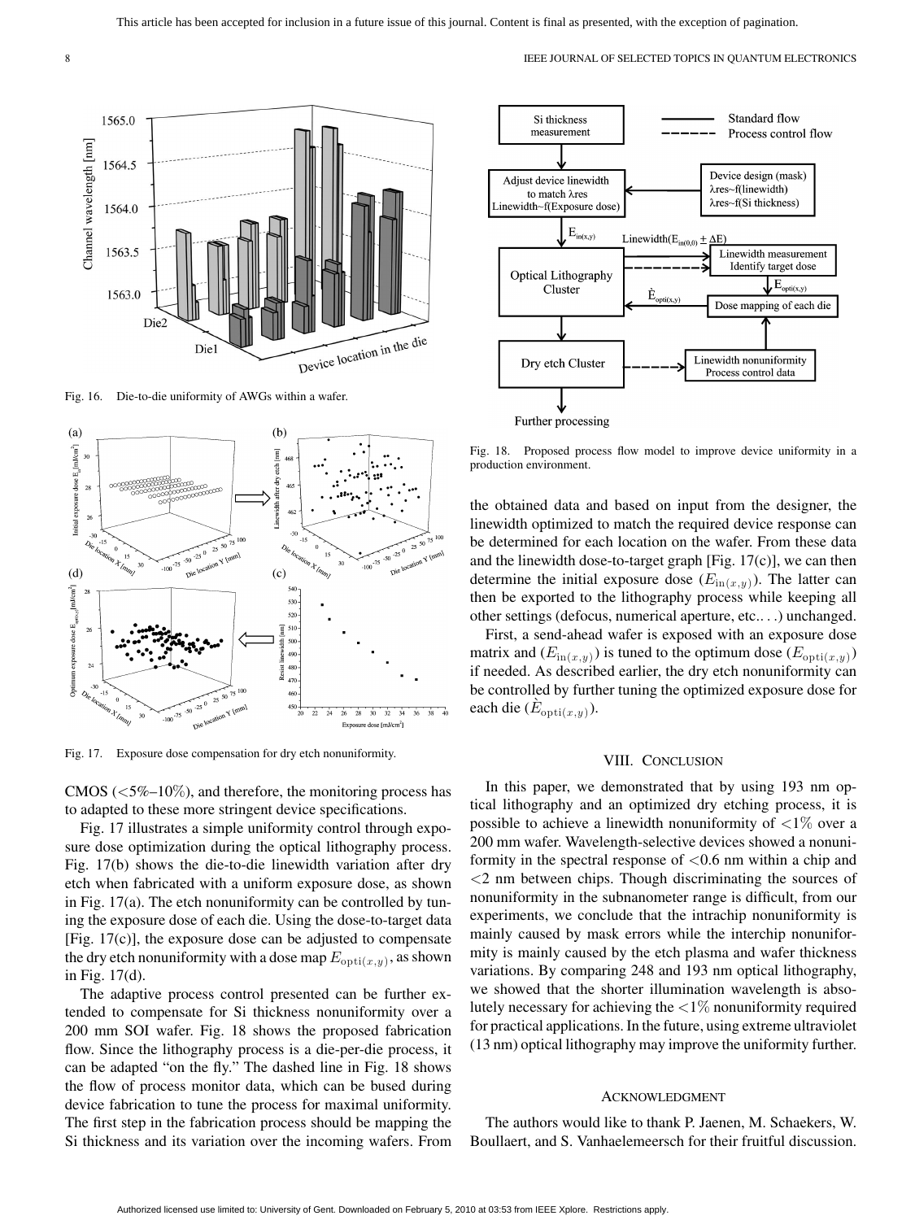Fig. 16. Die-to-die uniformity of AWGs within a wafer.

Fig. 17. Exposure dose compensation for dry etch nonuniformity.

CMOS (<5%–10%), and therefore, the monitoring process has to adapted to these more stringent device specifications.

Fig. 17 illustrates a simple uniformity control through exposure dose optimization during the optical lithography process. Fig. 17(b) shows the die-to-die linewidth variation after dry etch when fabricated with a uniform exposure dose, as shown in Fig. 17(a). The etch nonuniformity can be controlled by tuning the exposure dose of each die. Using the dose-to-target data [Fig. 17(c)], the exposure dose can be adjusted to compensate the dry etch nonuniformity with a dose map $E_{\text{opti}(x,y)}$, as shown in Fig. 17(d).

The adaptive process control presented can be further extended to compensate for Si thickness nonuniformity over a 200 mm SOI wafer. Fig. 18 shows the proposed fabrication flow. Since the lithography process is a die-per-die process, it can be adapted "on the fly." The dashed line in Fig. 18 shows the flow of process monitor data, which can be bused during device fabrication to tune the process for maximal uniformity. The first step in the fabrication process should be mapping the Si thickness and its variation over the incoming wafers. From the obtained data and based on input from the designer, the linewidth optimized to match the required device response can be determined for each location on the wafer. From these data and the linewidth dose-to-target graph [Fig. 17(c)], we can then determine the initial exposure dose ($E_{\text{in}(x,y)}$). The latter can then be exported to the lithography process while keeping all other settings (defocus, numerical aperture, etc.. . .) unchanged.

Fig. 18. Proposed process flow model to improve device uniformity in a production environment.

First, a send-ahead wafer is exposed with an exposure dose matrix and ($E_{\text{in}(x,y)}$) is tuned to the optimum dose ($E_{\text{opti}(x,y)}$) if needed. As described earlier, the dry etch nonuniformity can be controlled by further tuning the optimized exposure dose for each die ($\dot{E}_{\text{opti}(x,y)}$).

## VIII. Conclusion

In this paper, we demonstrated that by using 193 nm optical lithography and an optimized dry etching process, it is possible to achieve a linewidth nonuniformity of <1% over a 200 mm wafer. Wavelength-selective devices showed a nonuniformity in the spectral response of <0.6 nm within a chip and <2 nm between chips. Though discriminating the sources of nonuniformity in the subnanometer range is difficult, from our experiments, we conclude that the intrachip nonuniformity is mainly caused by mask errors while the interchip nonuniformity is mainly caused by the etch plasma and wafer thickness variations. By comparing 248 and 193 nm optical lithography, we showed that the shorter illumination wavelength is absolutely necessary for achieving the <1% nonuniformity required for practical applications. In the future, using extreme ultraviolet (13 nm) optical lithography may improve the uniformity further.

## Acknowledgment

The authors would like to thank P. Jaenen, M. Schaekers, W. Boullaert, and S. Vanhaelemeersch for their fruitful discussion.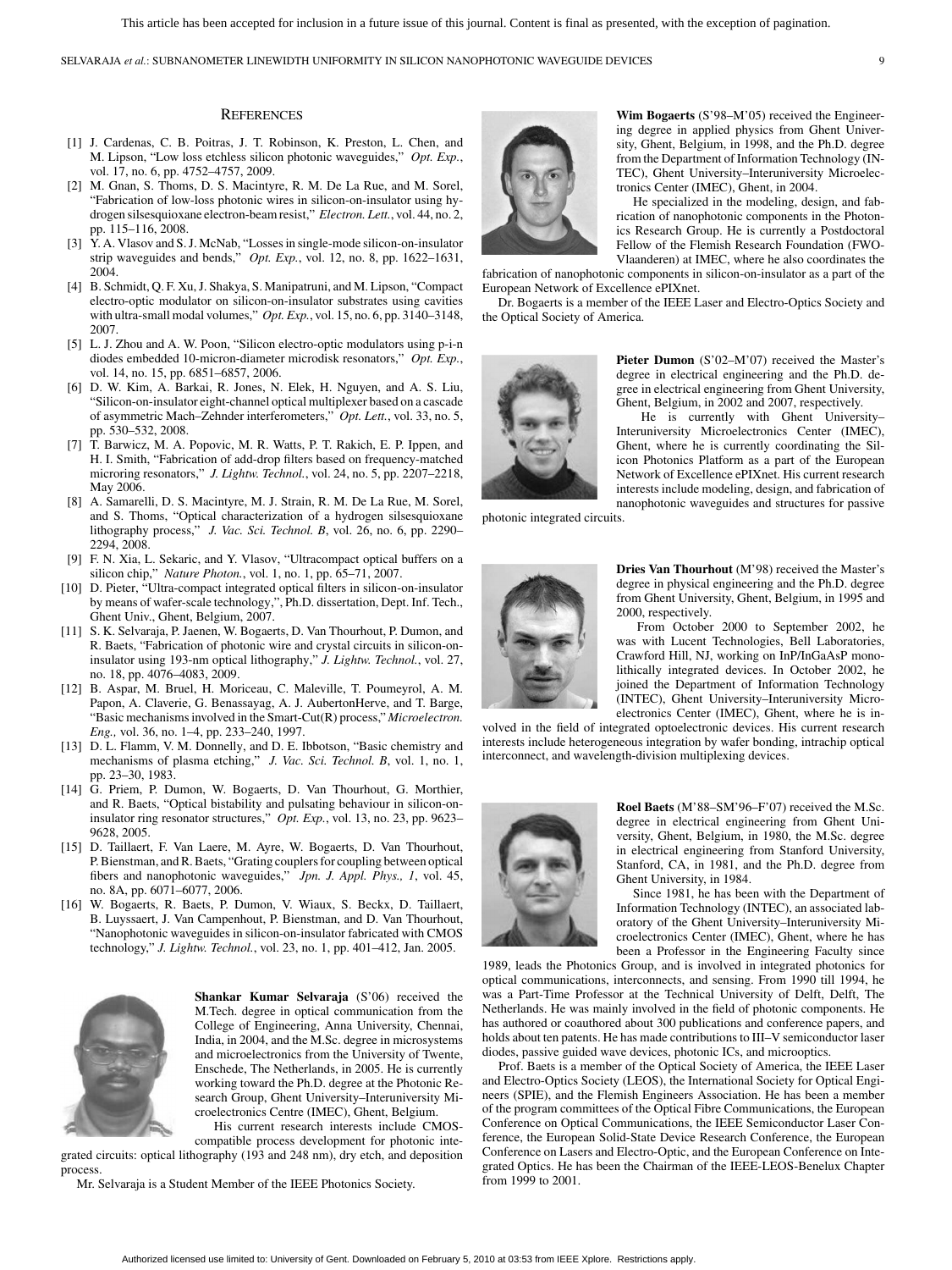## References

[1] J. Cardenas, C. B. Poitras, J. T. Robinson, K. Preston, L. Chen, and M. Lipson, "Low loss etchless silicon photonic waveguides," *Opt. Exp.*, vol. 17, no. 6, pp. 4752–4757, 2009.

[2] M. Gnan, S. Thoms, D. S. Macintyre, R. M. De La Rue, and M. Sorel, "Fabrication of low-loss photonic wires in silicon-on-insulator using hydrogen silsesquioxane electron-beam resist," *Electron. Lett.*, vol. 44, no. 2, pp. 115–116, 2008.

[3] Y. A. Vlasov and S. J. McNab, "Losses in single-mode silicon-on-insulator strip waveguides and bends," *Opt. Exp.*, vol. 12, no. 8, pp. 1622–1631, 2004.

[4] B. Schmidt, Q. F. Xu, J. Shakya, S. Manipatruni, and M. Lipson, "Compact electro-optic modulator on silicon-on-insulator substrates using cavities with ultra-small modal volumes," *Opt. Exp.*, vol. 15, no. 6, pp. 3140–3148, 2007.

[5] L. J. Zhou and A. W. Poon, "Silicon electro-optic modulators using p-i-n diodes embedded 10-micron-diameter microdisk resonators," *Opt. Exp.*, vol. 14, no. 15, pp. 6851–6857, 2006.

[6] D. W. Kim, A. Barkai, R. Jones, N. Elek, H. Nguyen, and A. S. Liu, "Silicon-on-insulator eight-channel optical multiplexer based on a cascade of asymmetric Mach–Zehnder interferometers," *Opt. Lett.*, vol. 33, no. 5, pp. 530–532, 2008.

[7] T. Barwicz, M. A. Popovic, M. R. Watts, P. T. Rakich, E. P. Ippen, and H. I. Smith, "Fabrication of add-drop filters based on frequency-matched microring resonators," *J. Lightw. Technol.*, vol. 24, no. 5, pp. 2207–2218, May 2006.

[8] A. Samarelli, D. S. Macintyre, M. J. Strain, R. M. De La Rue, M. Sorel, and S. Thoms, "Optical characterization of a hydrogen silsesquioxane lithography process," *J. Vac. Sci. Technol. B*, vol. 26, no. 6, pp. 2290–2294, 2008.

[9] F. N. Xia, L. Sekaric, and Y. Vlasov, "Ultracompact optical buffers on a silicon chip," *Nature Photon.*, vol. 1, no. 1, pp. 65–71, 2007.

[10] D. Pieter, "Ultra-compact integrated optical filters in silicon-on-insulator by means of wafer-scale technology,", Ph.D. dissertation, Dept. Inf. Tech., Ghent Univ., Ghent, Belgium, 2007.

[11] S. K. Selvaraja, P. Jaenen, W. Bogaerts, D. Van Thourhout, P. Dumon, and R. Baets, "Fabrication of photonic wire and crystal circuits in silicon-on-insulator using 193-nm optical lithography," *J. Lightw. Technol.*, vol. 27, no. 18, pp. 4076–4083, 2009.

[12] B. Aspar, M. Bruel, H. Moriceau, C. Maleville, T. Poumeyrol, A. M. Papon, A. Claverie, G. Benassayag, A. J. AubertonHerve, and T. Barge, "Basic mechanisms involved in the Smart-Cut(R) process," *Microelectron. Eng.,* vol. 36, no. 1–4, pp. 233–240, 1997.

[13] D. L. Flamm, V. M. Donnelly, and D. E. Ibbotson, "Basic chemistry and mechanisms of plasma etching," *J. Vac. Sci. Technol. B*, vol. 1, no. 1, pp. 23–30, 1983.

[14] G. Priem, P. Dumon, W. Bogaerts, D. Van Thourhout, G. Morthier, and R. Baets, "Optical bistability and pulsating behaviour in silicon-on-insulator ring resonator structures," *Opt. Exp.*, vol. 13, no. 23, pp. 9623–9628, 2005.

[15] D. Taillaert, F. Van Laere, M. Ayre, W. Bogaerts, D. Van Thourhout, P. Bienstman, and R. Baets, "Grating couplers for coupling between optical fibers and nanophotonic waveguides," *Jpn. J. Appl. Phys., 1*, vol. 45, no. 8A, pp. 6071–6077, 2006.

[16] W. Bogaerts, R. Baets, P. Dumon, V. Wiaux, S. Beckx, D. Taillaert, B. Luyssaert, J. Van Campenhout, P. Bienstman, and D. Van Thourhout, "Nanophotonic waveguides in silicon-on-insulator fabricated with CMOS technology," *J. Lightw. Technol.*, vol. 23, no. 1, pp. 401–412, Jan. 2005.

**Shankar Kumar Selvaraja** (S'06) received the M.Tech. degree in optical communication from the College of Engineering, Anna University, Chennai, India, in 2004, and the M.Sc. degree in microsystems and microelectronics from the University of Twente, Enschede, The Netherlands, in 2005. He is currently working toward the Ph.D. degree at the Photonic Research Group, Ghent University–Interuniversity Microelectronics Centre (IMEC), Ghent, Belgium.

His current research interests include CMOS-compatible process development for photonic integrated circuits: optical lithography (193 and 248 nm), dry etch, and deposition process.

Mr. Selvaraja is a Student Member of the IEEE Photonics Society.

**Wim Bogaerts** (S'98–M'05) received the Engineering degree in applied physics from Ghent University, Ghent, Belgium, in 1998, and the Ph.D. degree from the Department of Information Technology (INTEC), Ghent University–Interuniversity Microelectronics Center (IMEC), Ghent, in 2004.

He specialized in the modeling, design, and fabrication of nanophotonic components in the Photonics Research Group. He is currently a Postdoctoral Fellow of the Flemish Research Foundation (FWO-Vlaanderen) at IMEC, where he also coordinates the fabrication of nanophotonic components in silicon-on-insulator as a part of the European Network of Excellence ePIXnet.

Dr. Bogaerts is a member of the IEEE Laser and Electro-Optics Society and the Optical Society of America.

**Pieter Dumon** (S'02–M'07) received the Master's degree in electrical engineering and the Ph.D. degree in electrical engineering from Ghent University, Ghent, Belgium, in 2002 and 2007, respectively.

He is currently with Ghent University–Interuniversity Microelectronics Center (IMEC), Ghent, where he is currently coordinating the Silicon Photonics Platform as a part of the European Network of Excellence ePIXnet. His current research interests include modeling, design, and fabrication of nanophotonic waveguides and structures for passive photonic integrated circuits.

**Dries Van Thourhout** (M'98) received the Master's degree in physical engineering and the Ph.D. degree from Ghent University, Ghent, Belgium, in 1995 and 2000, respectively.

From October 2000 to September 2002, he was with Lucent Technologies, Bell Laboratories, Crawford Hill, NJ, working on InP/InGaAsP monolithically integrated devices. In October 2002, he joined the Department of Information Technology (INTEC), Ghent University–Interuniversity Microelectronics Center (IMEC), Ghent, where he is involved in the field of integrated optoelectronic devices. His current research interests include heterogeneous integration by wafer bonding, intrachip optical interconnect, and wavelength-division multiplexing devices.

**Roel Baets** (M'88–SM'96–F'07) received the M.Sc. degree in electrical engineering from Ghent University, Ghent, Belgium, in 1980, the M.Sc. degree in electrical engineering from Stanford University, Stanford, CA, in 1981, and the Ph.D. degree from Ghent University, in 1984.

Since 1981, he has been with the Department of Information Technology (INTEC), an associated laboratory of the Ghent University–Interuniversity Microelectronics Center (IMEC), Ghent, where he has been a Professor in the Engineering Faculty since 1989, leads the Photonics Group, and is involved in integrated photonics for optical communications, interconnects, and sensing. From 1990 till 1994, he was a Part-Time Professor at the Technical University of Delft, Delft, The Netherlands. He was mainly involved in the field of photonic components. He has authored or coauthored about 300 publications and conference papers, and holds about ten patents. He has made contributions to III–V semiconductor laser diodes, passive guided wave devices, photonic ICs, and microoptics.

Prof. Baets is a member of the Optical Society of America, the IEEE Laser and Electro-Optics Society (LEOS), the International Society for Optical Engineers (SPIE), and the Flemish Engineers Association. He has been a member of the program committees of the Optical Fibre Communications, the European Conference on Optical Communications, the IEEE Semiconductor Laser Conference, the European Solid-State Device Research Conference, the European Conference on Lasers and Electro-Optic, and the European Conference on Integrated Optics. He has been the Chairman of the IEEE-LEOS-Benelux Chapter from 1999 to 2001.